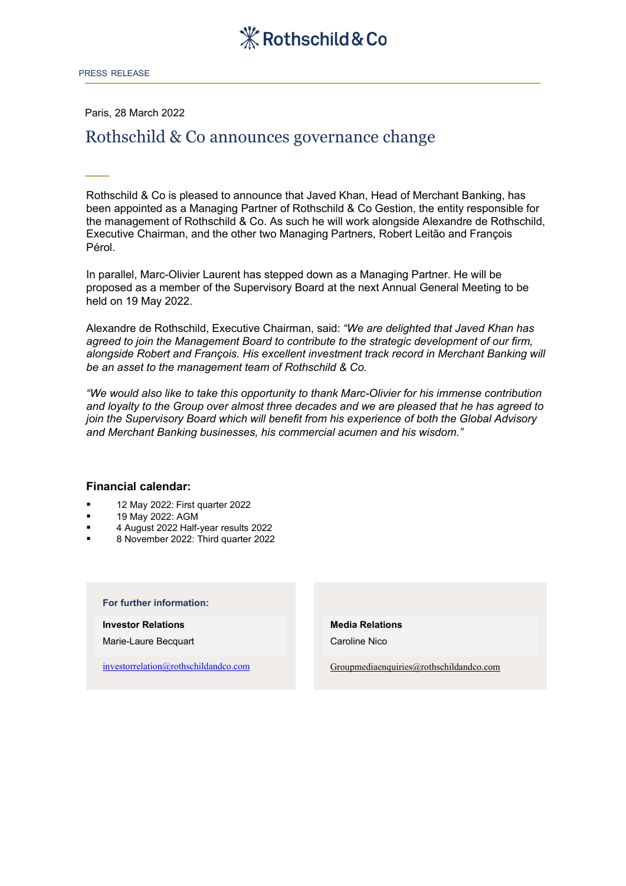Rothschild & Co

PRESS RELEASE

Paris, 28 March 2022

# Rothschild & Co announces governance change

Rothschild & Co is pleased to announce that Javed Khan, Head of Merchant Banking, has been appointed as a Managing Partner of Rothschild & Co Gestion, the entity responsible for the management of Rothschild & Co. As such he will work alongside Alexandre de Rothschild, Executive Chairman, and the other two Managing Partners, Robert Leitão and François Pérol.

In parallel, Marc-Olivier Laurent has stepped down as a Managing Partner. He will be proposed as a member of the Supervisory Board at the next Annual General Meeting to be held on 19 May 2022.

Alexandre de Rothschild, Executive Chairman, said: *"We are delighted that Javed Khan has agreed to join the Management Board to contribute to the strategic development of our firm, alongside Robert and François. His excellent investment track record in Merchant Banking will be an asset to the management team of Rothschild & Co.*

*"We would also like to take this opportunity to thank Marc-Olivier for his immense contribution and loyalty to the Group over almost three decades and we are pleased that he has agreed to join the Supervisory Board which will benefit from his experience of both the Global Advisory and Merchant Banking businesses, his commercial acumen and his wisdom."*

**Financial calendar:**

- 12 May 2022: First quarter 2022
- 19 May 2022: AGM
- 4 August 2022 Half-year results 2022
- 8 November 2022: Third quarter 2022

**For further information:**

**Investor Relations**
Marie-Laure Becquart
investorrelation@rothschildandco.com

**Media Relations**
Caroline Nico
Groupmediaenquiries@rothschildandco.com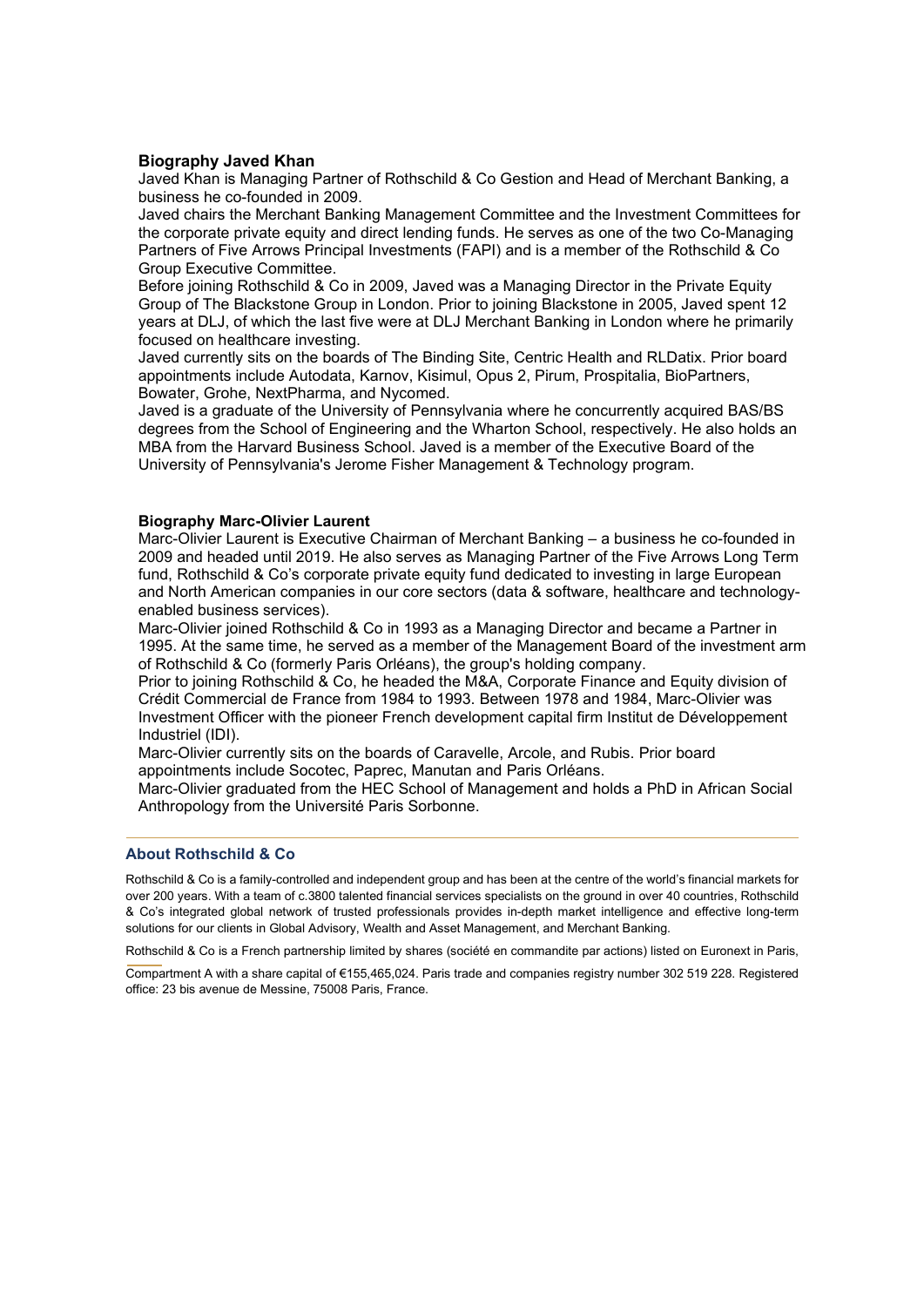### Biography Javed Khan

Javed Khan is Managing Partner of Rothschild & Co Gestion and Head of Merchant Banking, a business he co-founded in 2009.

Javed chairs the Merchant Banking Management Committee and the Investment Committees for the corporate private equity and direct lending funds. He serves as one of the two Co-Managing Partners of Five Arrows Principal Investments (FAPI) and is a member of the Rothschild & Co Group Executive Committee.

Before joining Rothschild & Co in 2009, Javed was a Managing Director in the Private Equity Group of The Blackstone Group in London. Prior to joining Blackstone in 2005, Javed spent 12 years at DLJ, of which the last five were at DLJ Merchant Banking in London where he primarily focused on healthcare investing.

Javed currently sits on the boards of The Binding Site, Centric Health and RLDatix. Prior board appointments include Autodata, Karnov, Kisimul, Opus 2, Pirum, Prospitalia, BioPartners, Bowater, Grohe, NextPharma, and Nycomed.

Javed is a graduate of the University of Pennsylvania where he concurrently acquired BAS/BS degrees from the School of Engineering and the Wharton School, respectively. He also holds an MBA from the Harvard Business School. Javed is a member of the Executive Board of the University of Pennsylvania's Jerome Fisher Management & Technology program.

### Biography Marc-Olivier Laurent

Marc-Olivier Laurent is Executive Chairman of Merchant Banking – a business he co-founded in 2009 and headed until 2019. He also serves as Managing Partner of the Five Arrows Long Term fund, Rothschild & Co's corporate private equity fund dedicated to investing in large European and North American companies in our core sectors (data & software, healthcare and technology-enabled business services).

Marc-Olivier joined Rothschild & Co in 1993 as a Managing Director and became a Partner in 1995. At the same time, he served as a member of the Management Board of the investment arm of Rothschild & Co (formerly Paris Orléans), the group's holding company.

Prior to joining Rothschild & Co, he headed the M&A, Corporate Finance and Equity division of Crédit Commercial de France from 1984 to 1993. Between 1978 and 1984, Marc-Olivier was Investment Officer with the pioneer French development capital firm Institut de Développement Industriel (IDI).

Marc-Olivier currently sits on the boards of Caravelle, Arcole, and Rubis. Prior board appointments include Socotec, Paprec, Manutan and Paris Orléans.

Marc-Olivier graduated from the HEC School of Management and holds a PhD in African Social Anthropology from the Université Paris Sorbonne.

---

## About Rothschild & Co

Rothschild & Co is a family-controlled and independent group and has been at the centre of the world's financial markets for over 200 years. With a team of c.3800 talented financial services specialists on the ground in over 40 countries, Rothschild & Co's integrated global network of trusted professionals provides in-depth market intelligence and effective long-term solutions for our clients in Global Advisory, Wealth and Asset Management, and Merchant Banking.

Rothschild & Co is a French partnership limited by shares (société en commandite par actions) listed on Euronext in Paris, Compartment A with a share capital of €155,465,024. Paris trade and companies registry number 302 519 228. Registered office: 23 bis avenue de Messine, 75008 Paris, France.